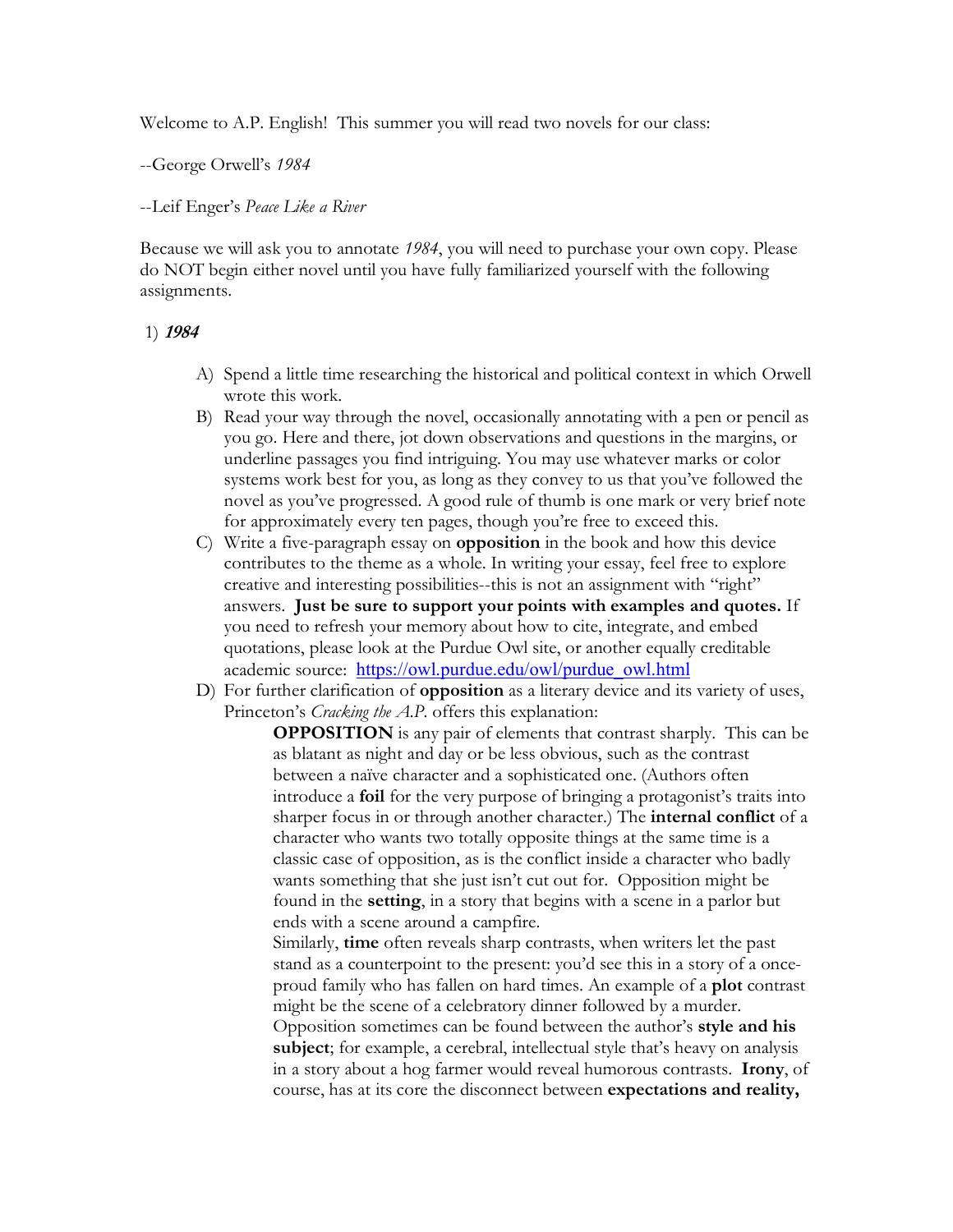Welcome to A.P. English! This summer you will read two novels for our class:

--George Orwell's *1984*

--Leif Enger's *Peace Like a River*

Because we will ask you to annotate *1984*, you will need to purchase your own copy. Please do NOT begin either novel until you have fully familiarized yourself with the following assignments.

1) ***1984***

   A) Spend a little time researching the historical and political context in which Orwell wrote this work.

   B) Read your way through the novel, occasionally annotating with a pen or pencil as you go. Here and there, jot down observations and questions in the margins, or underline passages you find intriguing. You may use whatever marks or color systems work best for you, as long as they convey to us that you've followed the novel as you've progressed. A good rule of thumb is one mark or very brief note for approximately every ten pages, though you're free to exceed this.

   C) Write a five-paragraph essay on **opposition** in the book and how this device contributes to the theme as a whole. In writing your essay, feel free to explore creative and interesting possibilities--this is not an assignment with "right" answers. **Just be sure to support your points with examples and quotes.** If you need to refresh your memory about how to cite, integrate, and embed quotations, please look at the Purdue Owl site, or another equally creditable academic source: [https://owl.purdue.edu/owl/purdue_owl.html](https://owl.purdue.edu/owl/purdue_owl.html)

   D) For further clarification of **opposition** as a literary device and its variety of uses, Princeton's *Cracking the A.P.* offers this explanation:

      **OPPOSITION** is any pair of elements that contrast sharply. This can be as blatant as night and day or be less obvious, such as the contrast between a naïve character and a sophisticated one. (Authors often introduce a **foil** for the very purpose of bringing a protagonist's traits into sharper focus in or through another character.) The **internal conflict** of a character who wants two totally opposite things at the same time is a classic case of opposition, as is the conflict inside a character who badly wants something that she just isn't cut out for. Opposition might be found in the **setting**, in a story that begins with a scene in a parlor but ends with a scene around a campfire.

      Similarly, **time** often reveals sharp contrasts, when writers let the past stand as a counterpoint to the present: you'd see this in a story of a once-proud family who has fallen on hard times. An example of a **plot** contrast might be the scene of a celebratory dinner followed by a murder. Opposition sometimes can be found between the author's **style and his subject**; for example, a cerebral, intellectual style that's heavy on analysis in a story about a hog farmer would reveal humorous contrasts. **Irony**, of course, has at its core the disconnect between **expectations and reality,**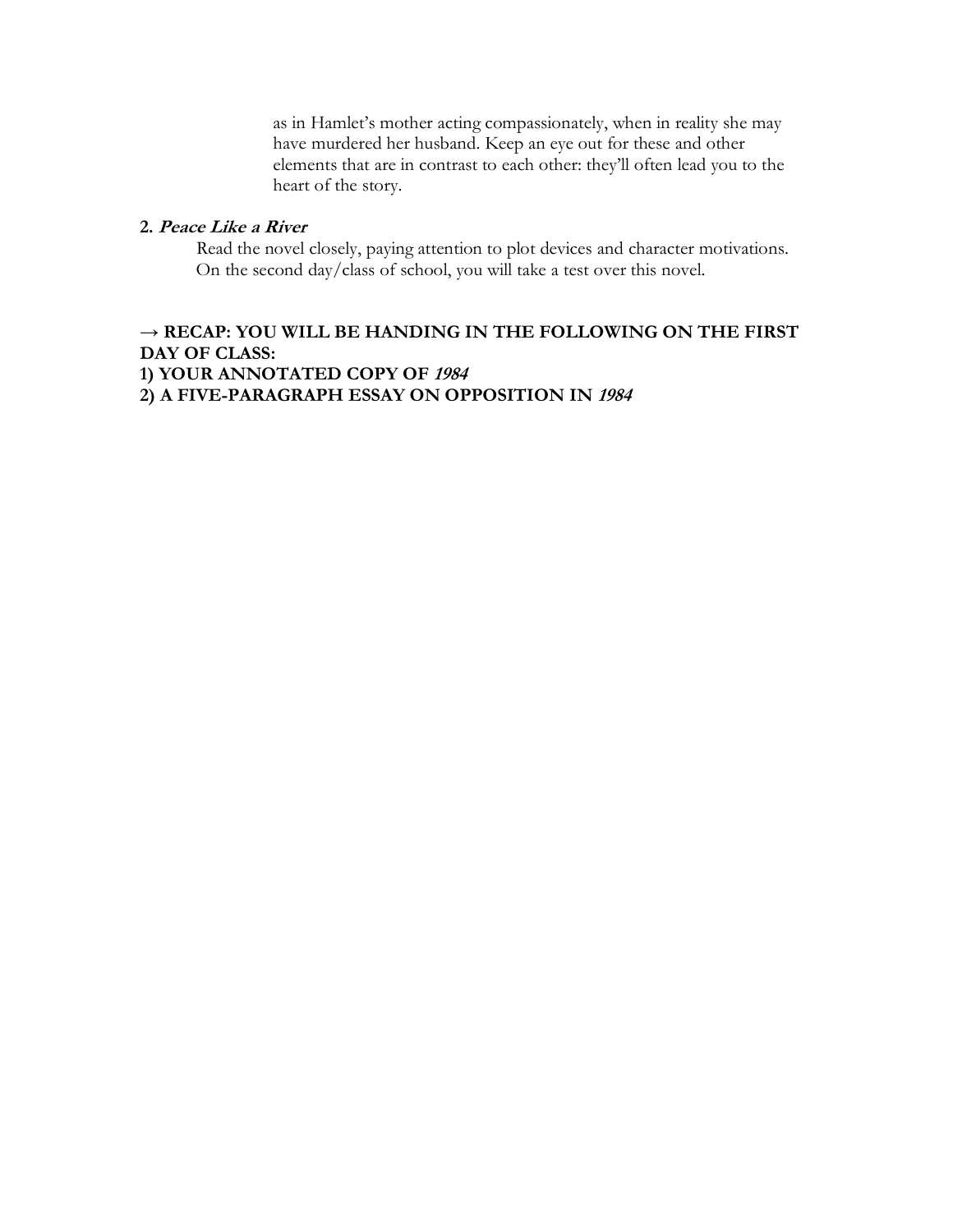as in Hamlet's mother acting compassionately, when in reality she may have murdered her husband. Keep an eye out for these and other elements that are in contrast to each other: they'll often lead you to the heart of the story.

**2. *Peace Like a River***

Read the novel closely, paying attention to plot devices and character motivations. On the second day/class of school, you will take a test over this novel.

**→ RECAP: YOU WILL BE HANDING IN THE FOLLOWING ON THE FIRST DAY OF CLASS:**
**1) YOUR ANNOTATED COPY OF *1984***
**2) A FIVE-PARAGRAPH ESSAY ON OPPOSITION IN *1984***